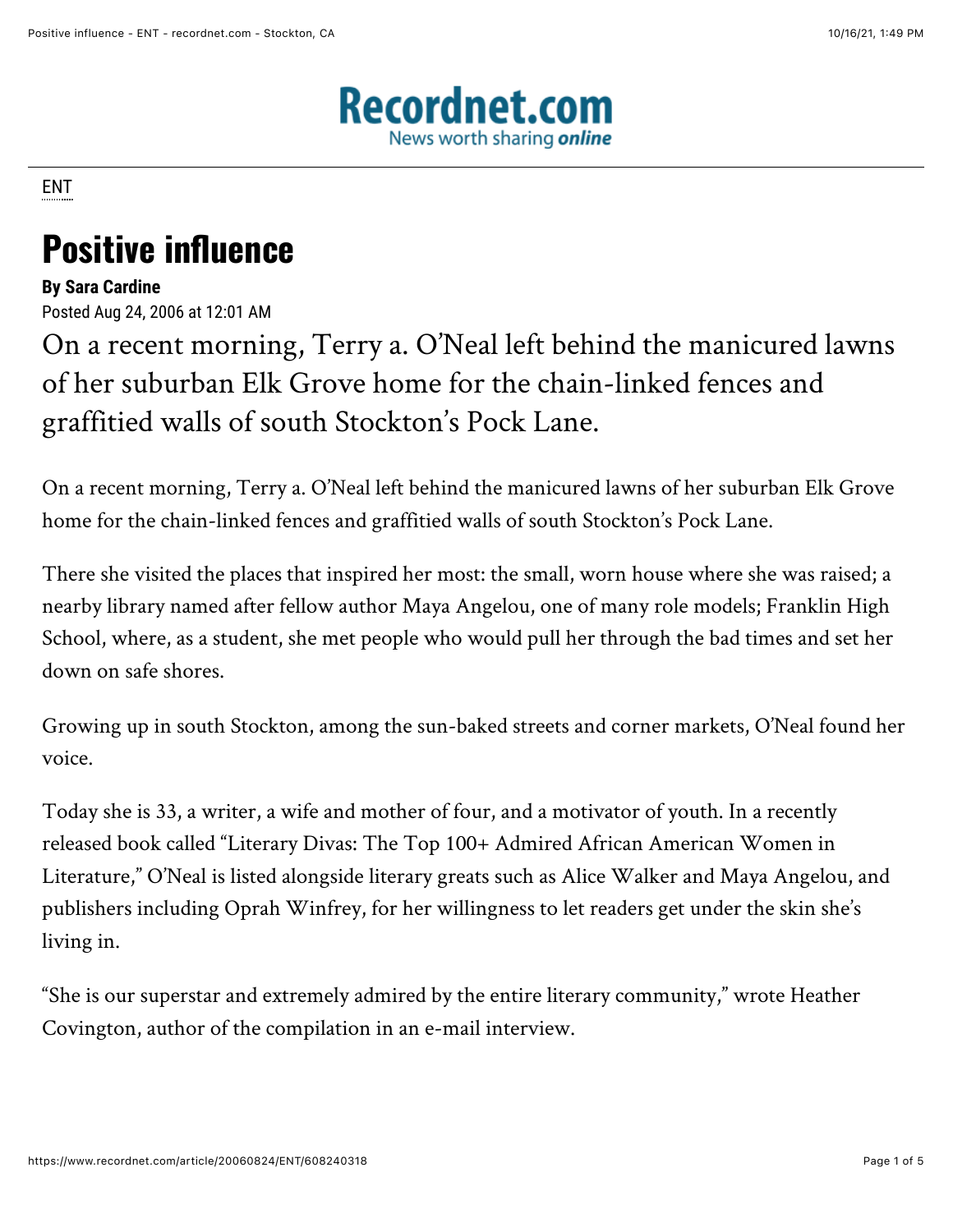Recordnet.com
News worth sharing *online*

ENT

# Positive influence

**By Sara Cardine**
Posted Aug 24, 2006 at 12:01 AM

On a recent morning, Terry a. O'Neal left behind the manicured lawns of her suburban Elk Grove home for the chain-linked fences and graffitied walls of south Stockton's Pock Lane.

On a recent morning, Terry a. O'Neal left behind the manicured lawns of her suburban Elk Grove home for the chain-linked fences and graffitied walls of south Stockton's Pock Lane.

There she visited the places that inspired her most: the small, worn house where she was raised; a nearby library named after fellow author Maya Angelou, one of many role models; Franklin High School, where, as a student, she met people who would pull her through the bad times and set her down on safe shores.

Growing up in south Stockton, among the sun-baked streets and corner markets, O'Neal found her voice.

Today she is 33, a writer, a wife and mother of four, and a motivator of youth. In a recently released book called "Literary Divas: The Top 100+ Admired African American Women in Literature," O'Neal is listed alongside literary greats such as Alice Walker and Maya Angelou, and publishers including Oprah Winfrey, for her willingness to let readers get under the skin she's living in.

"She is our superstar and extremely admired by the entire literary community," wrote Heather Covington, author of the compilation in an e-mail interview.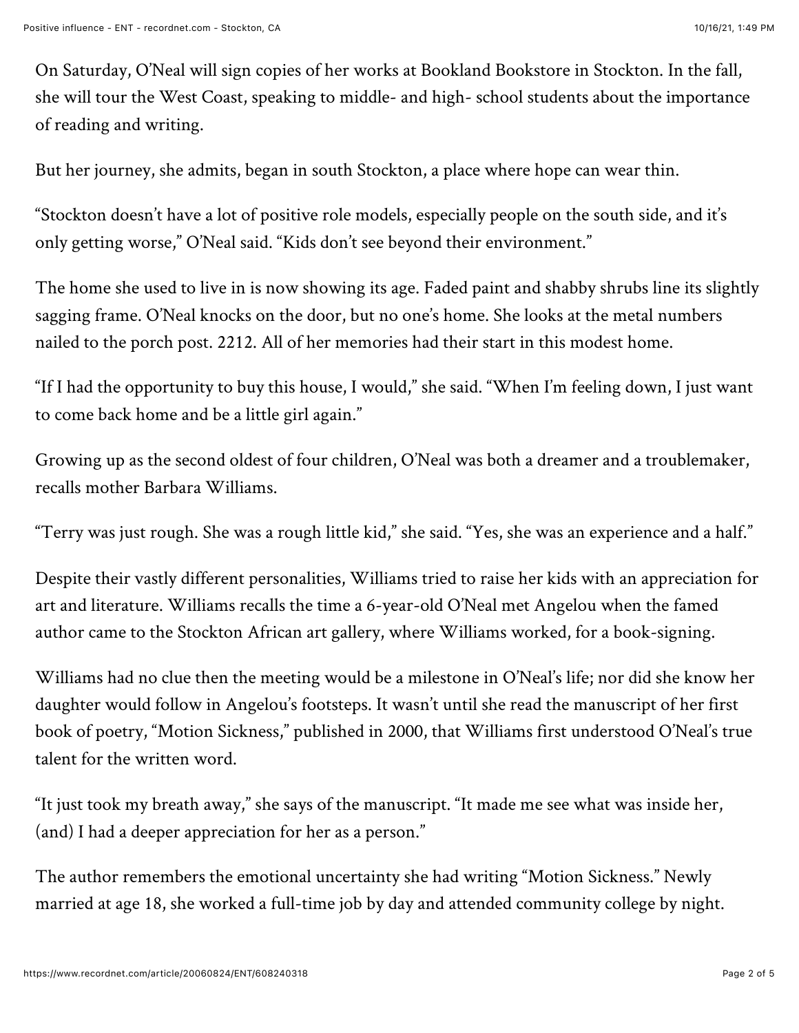On Saturday, O'Neal will sign copies of her works at Bookland Bookstore in Stockton. In the fall, she will tour the West Coast, speaking to middle- and high- school students about the importance of reading and writing.

But her journey, she admits, began in south Stockton, a place where hope can wear thin.

"Stockton doesn't have a lot of positive role models, especially people on the south side, and it's only getting worse," O'Neal said. "Kids don't see beyond their environment."

The home she used to live in is now showing its age. Faded paint and shabby shrubs line its slightly sagging frame. O'Neal knocks on the door, but no one's home. She looks at the metal numbers nailed to the porch post. 2212. All of her memories had their start in this modest home.

"If I had the opportunity to buy this house, I would," she said. "When I'm feeling down, I just want to come back home and be a little girl again."

Growing up as the second oldest of four children, O'Neal was both a dreamer and a troublemaker, recalls mother Barbara Williams.

"Terry was just rough. She was a rough little kid," she said. "Yes, she was an experience and a half."

Despite their vastly different personalities, Williams tried to raise her kids with an appreciation for art and literature. Williams recalls the time a 6-year-old O'Neal met Angelou when the famed author came to the Stockton African art gallery, where Williams worked, for a book-signing.

Williams had no clue then the meeting would be a milestone in O'Neal's life; nor did she know her daughter would follow in Angelou's footsteps. It wasn't until she read the manuscript of her first book of poetry, "Motion Sickness," published in 2000, that Williams first understood O'Neal's true talent for the written word.

"It just took my breath away," she says of the manuscript. "It made me see what was inside her, (and) I had a deeper appreciation for her as a person."

The author remembers the emotional uncertainty she had writing "Motion Sickness." Newly married at age 18, she worked a full-time job by day and attended community college by night.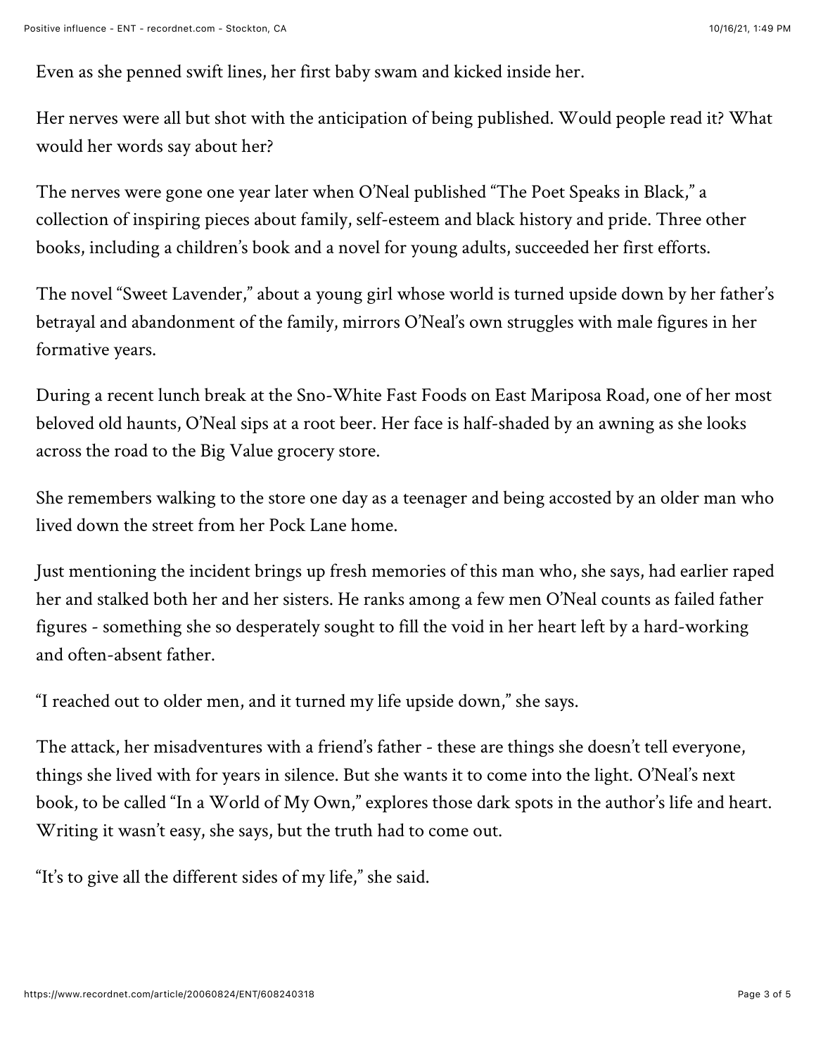Even as she penned swift lines, her first baby swam and kicked inside her.

Her nerves were all but shot with the anticipation of being published. Would people read it? What would her words say about her?

The nerves were gone one year later when O'Neal published "The Poet Speaks in Black," a collection of inspiring pieces about family, self-esteem and black history and pride. Three other books, including a children's book and a novel for young adults, succeeded her first efforts.

The novel "Sweet Lavender," about a young girl whose world is turned upside down by her father's betrayal and abandonment of the family, mirrors O'Neal's own struggles with male figures in her formative years.

During a recent lunch break at the Sno-White Fast Foods on East Mariposa Road, one of her most beloved old haunts, O'Neal sips at a root beer. Her face is half-shaded by an awning as she looks across the road to the Big Value grocery store.

She remembers walking to the store one day as a teenager and being accosted by an older man who lived down the street from her Pock Lane home.

Just mentioning the incident brings up fresh memories of this man who, she says, had earlier raped her and stalked both her and her sisters. He ranks among a few men O'Neal counts as failed father figures - something she so desperately sought to fill the void in her heart left by a hard-working and often-absent father.

"I reached out to older men, and it turned my life upside down," she says.

The attack, her misadventures with a friend's father - these are things she doesn't tell everyone, things she lived with for years in silence. But she wants it to come into the light. O'Neal's next book, to be called "In a World of My Own," explores those dark spots in the author's life and heart. Writing it wasn't easy, she says, but the truth had to come out.

"It's to give all the different sides of my life," she said.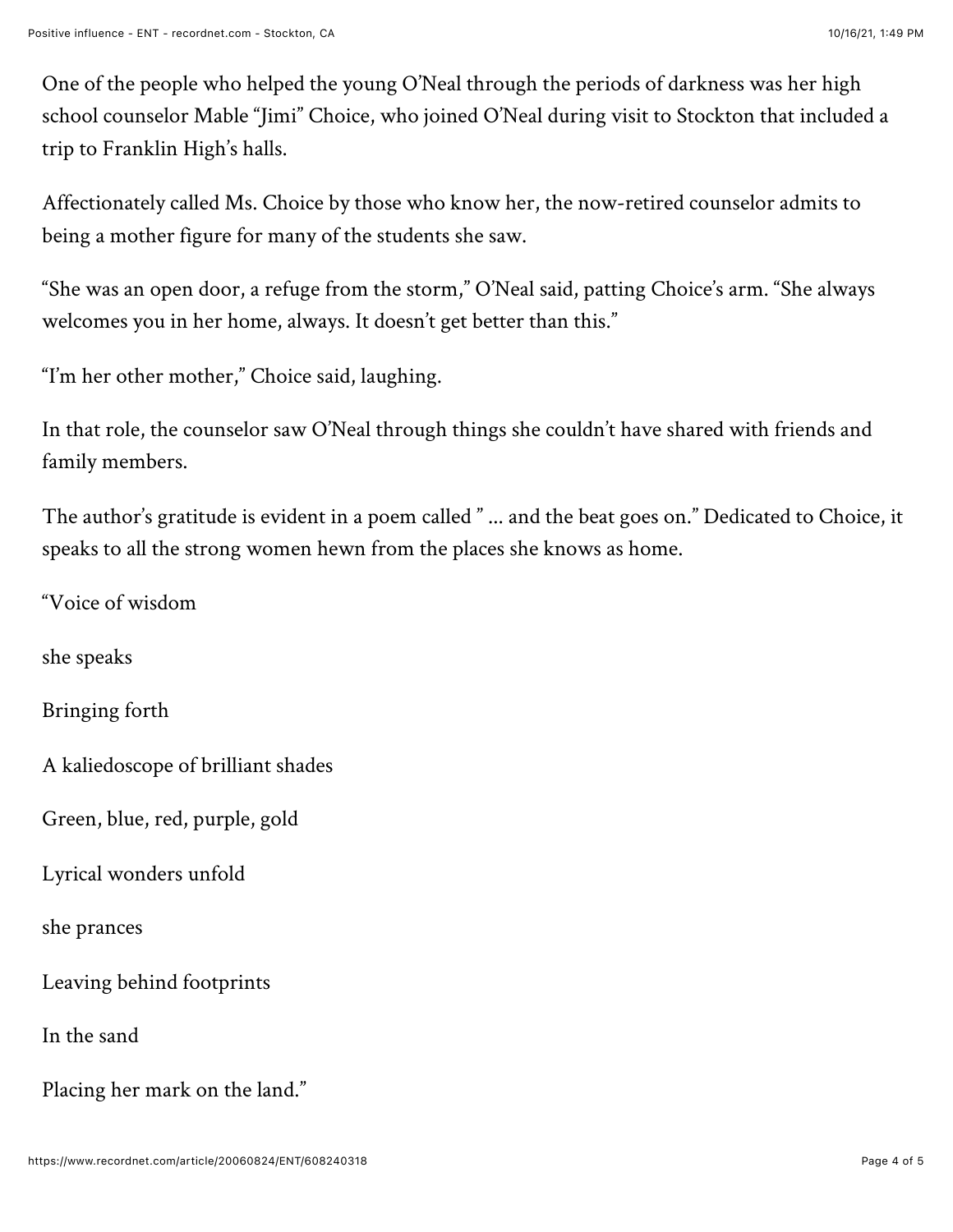One of the people who helped the young O'Neal through the periods of darkness was her high school counselor Mable "Jimi" Choice, who joined O'Neal during visit to Stockton that included a trip to Franklin High's halls.

Affectionately called Ms. Choice by those who know her, the now-retired counselor admits to being a mother figure for many of the students she saw.

"She was an open door, a refuge from the storm," O'Neal said, patting Choice's arm. "She always welcomes you in her home, always. It doesn't get better than this."

"I'm her other mother," Choice said, laughing.

In that role, the counselor saw O'Neal through things she couldn't have shared with friends and family members.

The author's gratitude is evident in a poem called " ... and the beat goes on." Dedicated to Choice, it speaks to all the strong women hewn from the places she knows as home.

"Voice of wisdom

she speaks

Bringing forth

A kaliedoscope of brilliant shades

Green, blue, red, purple, gold

Lyrical wonders unfold

she prances

Leaving behind footprints

In the sand

Placing her mark on the land."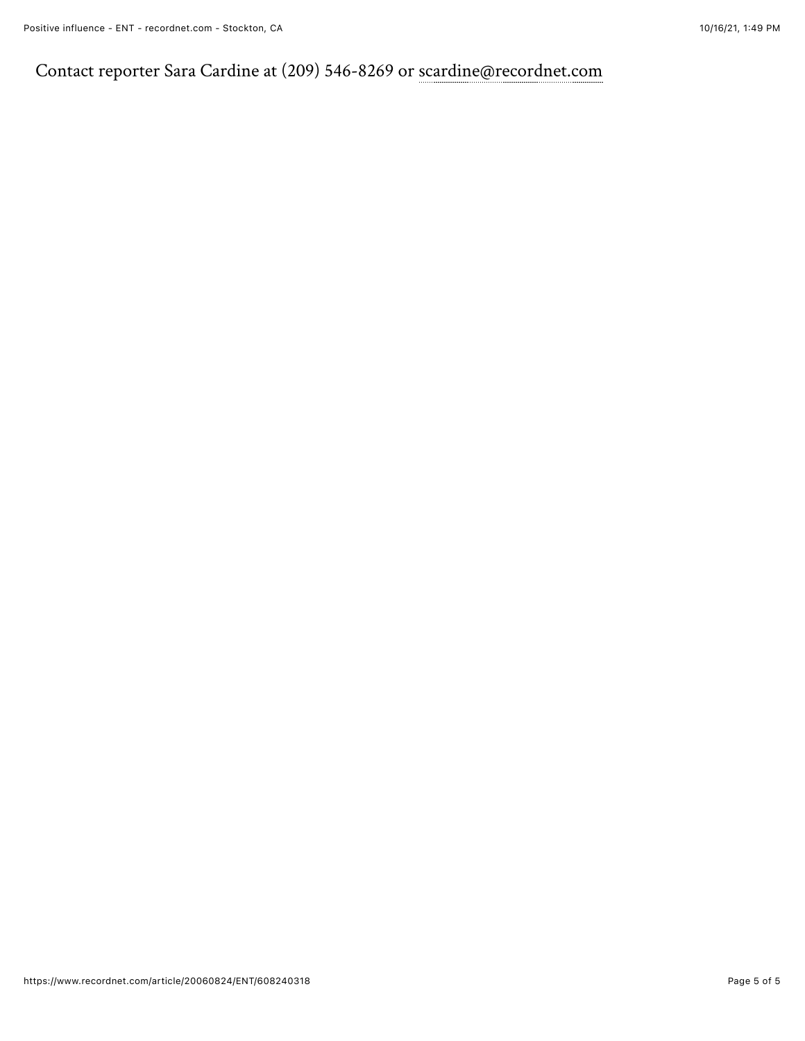Contact reporter Sara Cardine at (209) 546-8269 or scardine@recordnet.com